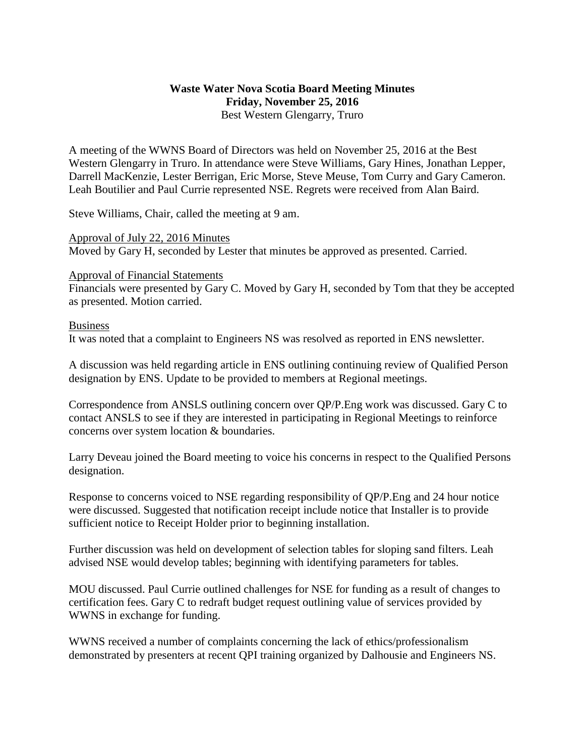**Waste Water Nova Scotia Board Meeting Minutes**
**Friday, November 25, 2016**
Best Western Glengarry, Truro

A meeting of the WWNS Board of Directors was held on November 25, 2016 at the Best Western Glengarry in Truro. In attendance were Steve Williams, Gary Hines, Jonathan Lepper, Darrell MacKenzie, Lester Berrigan, Eric Morse, Steve Meuse, Tom Curry and Gary Cameron. Leah Boutilier and Paul Currie represented NSE. Regrets were received from Alan Baird.

Steve Williams, Chair, called the meeting at 9 am.

<u>Approval of July 22, 2016 Minutes</u>
Moved by Gary H, seconded by Lester that minutes be approved as presented. Carried.

<u>Approval of Financial Statements</u>
Financials were presented by Gary C. Moved by Gary H, seconded by Tom that they be accepted as presented. Motion carried.

<u>Business</u>
It was noted that a complaint to Engineers NS was resolved as reported in ENS newsletter.

A discussion was held regarding article in ENS outlining continuing review of Qualified Person designation by ENS. Update to be provided to members at Regional meetings.

Correspondence from ANSLS outlining concern over QP/P.Eng work was discussed. Gary C to contact ANSLS to see if they are interested in participating in Regional Meetings to reinforce concerns over system location & boundaries.

Larry Deveau joined the Board meeting to voice his concerns in respect to the Qualified Persons designation.

Response to concerns voiced to NSE regarding responsibility of QP/P.Eng and 24 hour notice were discussed. Suggested that notification receipt include notice that Installer is to provide sufficient notice to Receipt Holder prior to beginning installation.

Further discussion was held on development of selection tables for sloping sand filters. Leah advised NSE would develop tables; beginning with identifying parameters for tables.

MOU discussed. Paul Currie outlined challenges for NSE for funding as a result of changes to certification fees. Gary C to redraft budget request outlining value of services provided by WWNS in exchange for funding.

WWNS received a number of complaints concerning the lack of ethics/professionalism demonstrated by presenters at recent QPI training organized by Dalhousie and Engineers NS.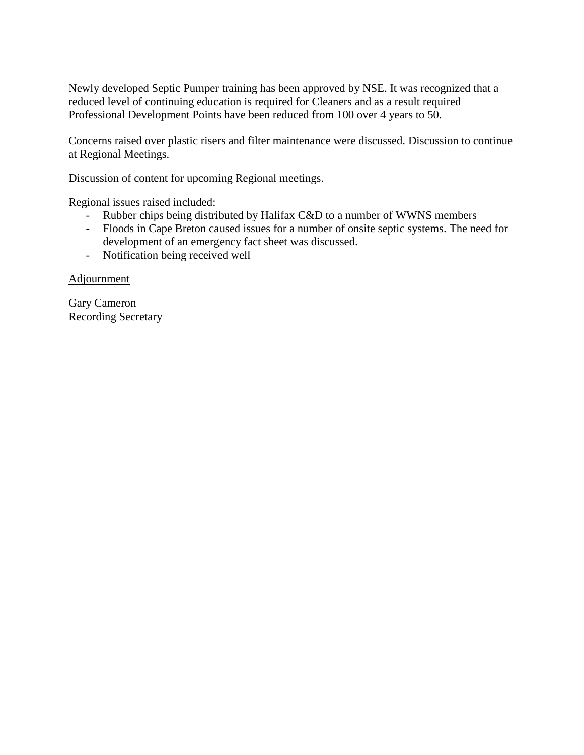Newly developed Septic Pumper training has been approved by NSE. It was recognized that a reduced level of continuing education is required for Cleaners and as a result required Professional Development Points have been reduced from 100 over 4 years to 50.

Concerns raised over plastic risers and filter maintenance were discussed. Discussion to continue at Regional Meetings.

Discussion of content for upcoming Regional meetings.

Regional issues raised included:

- Rubber chips being distributed by Halifax C&D to a number of WWNS members
- Floods in Cape Breton caused issues for a number of onsite septic systems. The need for development of an emergency fact sheet was discussed.
- Notification being received well

<u>Adjournment</u>

Gary Cameron
Recording Secretary